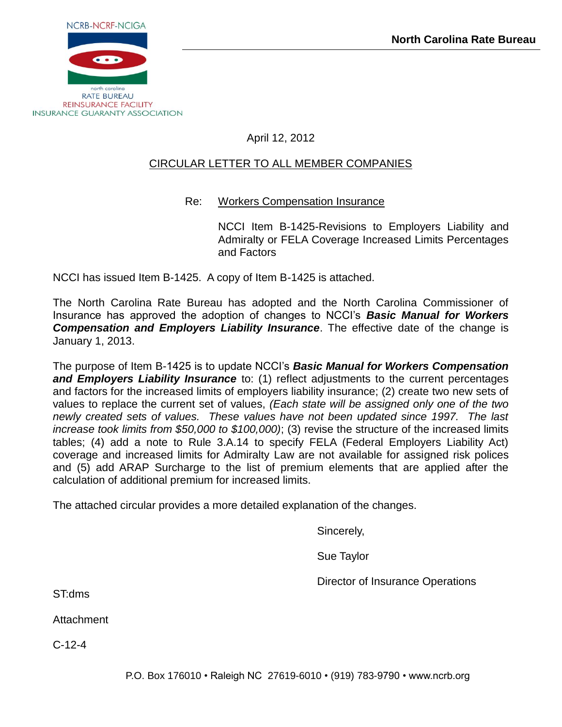NCRB-NCRF-NCIGA

north carolina
RATE BUREAU
REINSURANCE FACILITY
INSURANCE GUARANTY ASSOCIATION

**North Carolina Rate Bureau**

April 12, 2012

CIRCULAR LETTER TO ALL MEMBER COMPANIES

Re: Workers Compensation Insurance

NCCI Item B-1425-Revisions to Employers Liability and Admiralty or FELA Coverage Increased Limits Percentages and Factors

NCCI has issued Item B-1425. A copy of Item B-1425 is attached.

The North Carolina Rate Bureau has adopted and the North Carolina Commissioner of Insurance has approved the adoption of changes to NCCI's ***Basic Manual for Workers Compensation and Employers Liability Insurance***. The effective date of the change is January 1, 2013.

The purpose of Item B-1425 is to update NCCI's ***Basic Manual for Workers Compensation and Employers Liability Insurance*** to: (1) reflect adjustments to the current percentages and factors for the increased limits of employers liability insurance; (2) create two new sets of values to replace the current set of values, *(Each state will be assigned only one of the two newly created sets of values. These values have not been updated since 1997. The last increase took limits from $50,000 to $100,000)*; (3) revise the structure of the increased limits tables; (4) add a note to Rule 3.A.14 to specify FELA (Federal Employers Liability Act) coverage and increased limits for Admiralty Law are not available for assigned risk polices and (5) add ARAP Surcharge to the list of premium elements that are applied after the calculation of additional premium for increased limits.

The attached circular provides a more detailed explanation of the changes.

Sincerely,

Sue Taylor

Director of Insurance Operations

ST:dms

Attachment

C-12-4

P.O. Box 176010 • Raleigh NC 27619-6010 • (919) 783-9790 • www.ncrb.org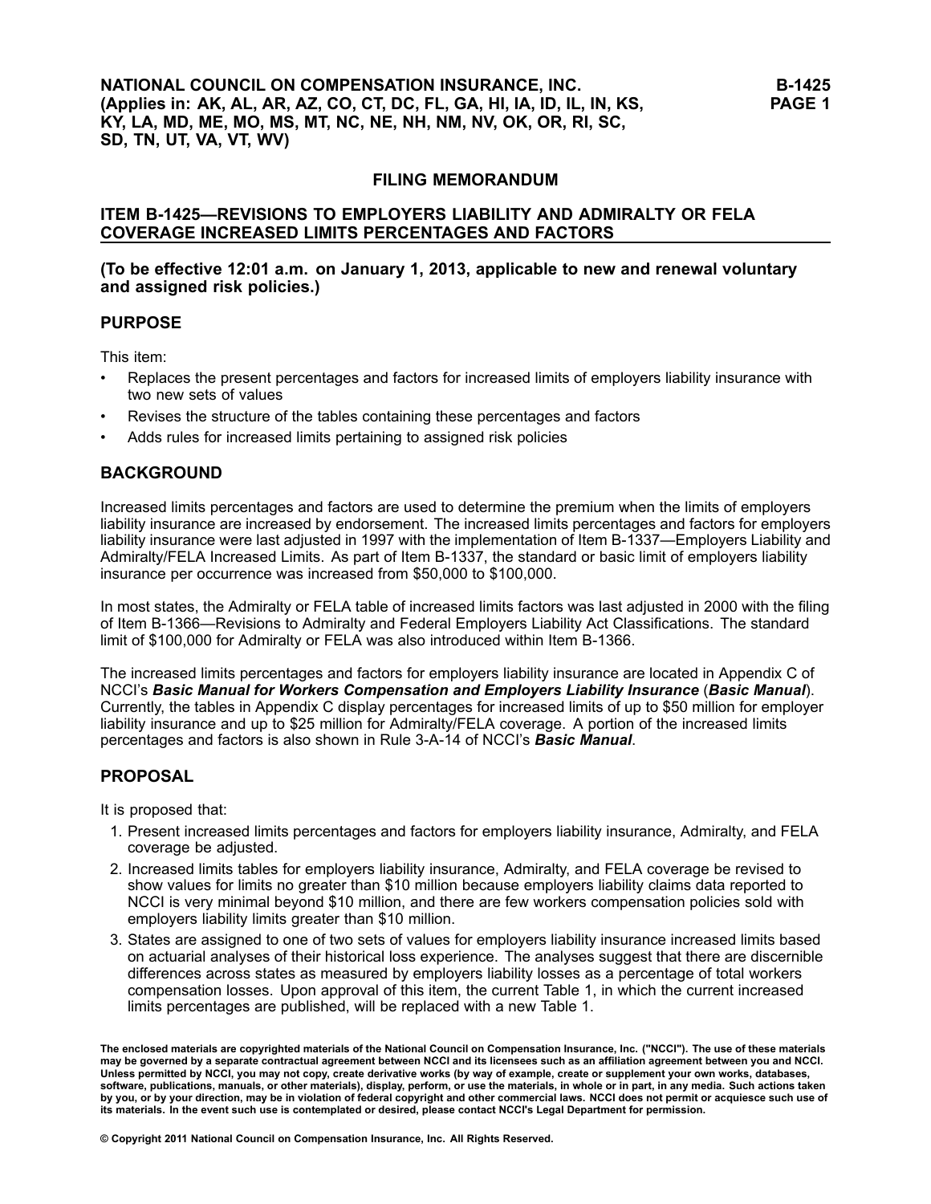NATIONAL COUNCIL ON COMPENSATION INSURANCE, INC.
(Applies in: AK, AL, AR, AZ, CO, CT, DC, FL, GA, HI, IA, ID, IL, IN, KS, KY, LA, MD, ME, MO, MS, MT, NC, NE, NH, NM, NV, OK, OR, RI, SC, SD, TN, UT, VA, VT, WV)

## FILING MEMORANDUM

### ITEM B-1425—REVISIONS TO EMPLOYERS LIABILITY AND ADMIRALTY OR FELA COVERAGE INCREASED LIMITS PERCENTAGES AND FACTORS

**(To be effective 12:01 a.m. on January 1, 2013, applicable to new and renewal voluntary and assigned risk policies.)**

## PURPOSE

This item:

- Replaces the present percentages and factors for increased limits of employers liability insurance with two new sets of values
- Revises the structure of the tables containing these percentages and factors
- Adds rules for increased limits pertaining to assigned risk policies

## BACKGROUND

Increased limits percentages and factors are used to determine the premium when the limits of employers liability insurance are increased by endorsement. The increased limits percentages and factors for employers liability insurance were last adjusted in 1997 with the implementation of Item B-1337—Employers Liability and Admiralty/FELA Increased Limits. As part of Item B-1337, the standard or basic limit of employers liability insurance per occurrence was increased from \$50,000 to \$100,000.

In most states, the Admiralty or FELA table of increased limits factors was last adjusted in 2000 with the filing of Item B-1366—Revisions to Admiralty and Federal Employers Liability Act Classifications. The standard limit of \$100,000 for Admiralty or FELA was also introduced within Item B-1366.

The increased limits percentages and factors for employers liability insurance are located in Appendix C of NCCI's ***Basic Manual for Workers Compensation and Employers Liability Insurance*** (***Basic Manual***). Currently, the tables in Appendix C display percentages for increased limits of up to \$50 million for employer liability insurance and up to \$25 million for Admiralty/FELA coverage. A portion of the increased limits percentages and factors is also shown in Rule 3-A-14 of NCCI's ***Basic Manual***.

## PROPOSAL

It is proposed that:

1. Present increased limits percentages and factors for employers liability insurance, Admiralty, and FELA coverage be adjusted.
2. Increased limits tables for employers liability insurance, Admiralty, and FELA coverage be revised to show values for limits no greater than \$10 million because employers liability claims data reported to NCCI is very minimal beyond \$10 million, and there are few workers compensation policies sold with employers liability limits greater than \$10 million.
3. States are assigned to one of two sets of values for employers liability insurance increased limits based on actuarial analyses of their historical loss experience. The analyses suggest that there are discernible differences across states as measured by employers liability losses as a percentage of total workers compensation losses. Upon approval of this item, the current Table 1, in which the current increased limits percentages are published, will be replaced with a new Table 1.

**The enclosed materials are copyrighted materials of the National Council on Compensation Insurance, Inc. ("NCCI"). The use of these materials may be governed by a separate contractual agreement between NCCI and its licensees such as an affiliation agreement between you and NCCI. Unless permitted by NCCI, you may not copy, create derivative works (by way of example, create or supplement your own works, databases, software, publications, manuals, or other materials), display, perform, or use the materials, in whole or in part, in any media. Such actions taken by you, or by your direction, may be in violation of federal copyright and other commercial laws. NCCI does not permit or acquiesce such use of its materials. In the event such use is contemplated or desired, please contact NCCI's Legal Department for permission.**

**© Copyright 2011 National Council on Compensation Insurance, Inc. All Rights Reserved.**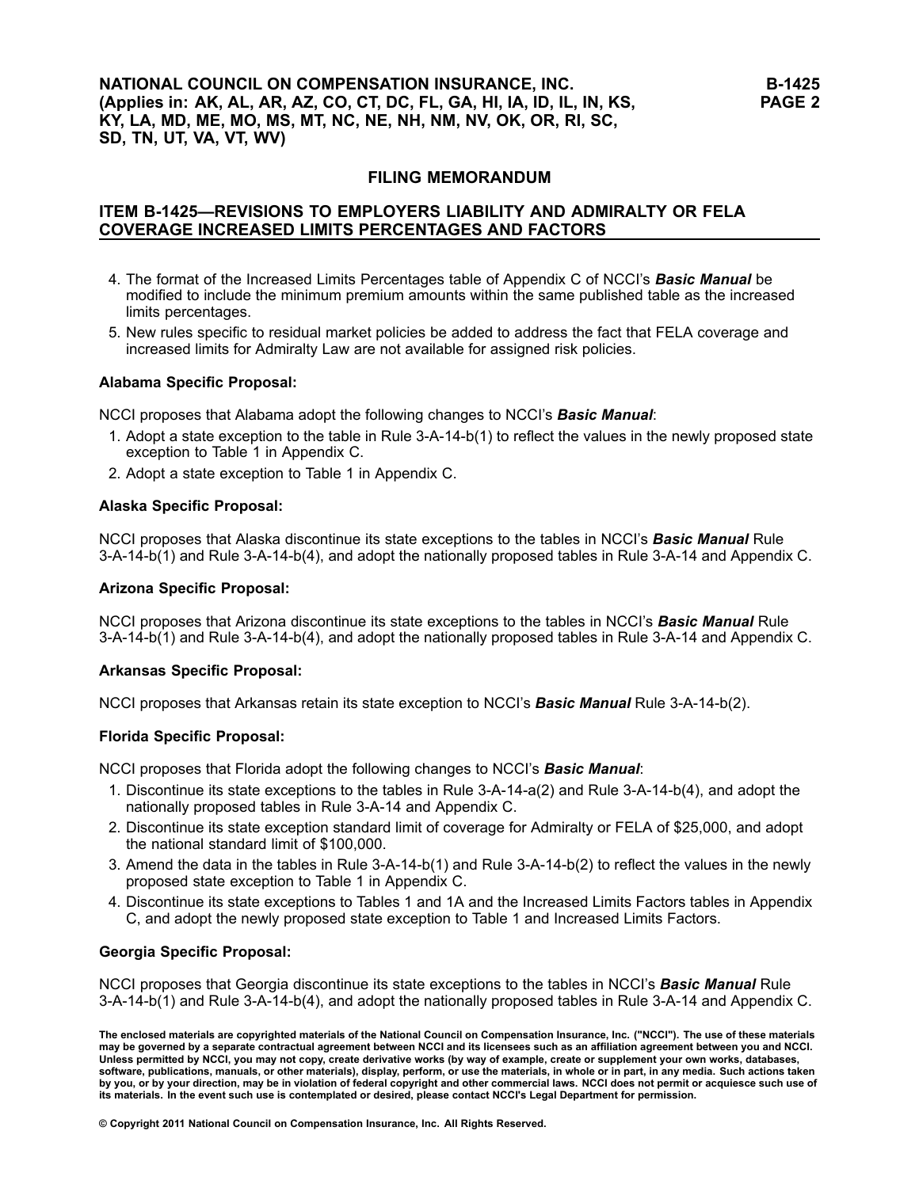4. The format of the Increased Limits Percentages table of Appendix C of NCCI's ***Basic Manual*** be modified to include the minimum premium amounts within the same published table as the increased limits percentages.
5. New rules specific to residual market policies be added to address the fact that FELA coverage and increased limits for Admiralty Law are not available for assigned risk policies.

**Alabama Specific Proposal:**

NCCI proposes that Alabama adopt the following changes to NCCI's ***Basic Manual***:

1. Adopt a state exception to the table in Rule 3-A-14-b(1) to reflect the values in the newly proposed state exception to Table 1 in Appendix C.
2. Adopt a state exception to Table 1 in Appendix C.

**Alaska Specific Proposal:**

NCCI proposes that Alaska discontinue its state exceptions to the tables in NCCI's ***Basic Manual*** Rule 3-A-14-b(1) and Rule 3-A-14-b(4), and adopt the nationally proposed tables in Rule 3-A-14 and Appendix C.

**Arizona Specific Proposal:**

NCCI proposes that Arizona discontinue its state exceptions to the tables in NCCI's ***Basic Manual*** Rule 3-A-14-b(1) and Rule 3-A-14-b(4), and adopt the nationally proposed tables in Rule 3-A-14 and Appendix C.

**Arkansas Specific Proposal:**

NCCI proposes that Arkansas retain its state exception to NCCI's ***Basic Manual*** Rule 3-A-14-b(2).

**Florida Specific Proposal:**

NCCI proposes that Florida adopt the following changes to NCCI's ***Basic Manual***:

1. Discontinue its state exceptions to the tables in Rule 3-A-14-a(2) and Rule 3-A-14-b(4), and adopt the nationally proposed tables in Rule 3-A-14 and Appendix C.
2. Discontinue its state exception standard limit of coverage for Admiralty or FELA of $25,000, and adopt the national standard limit of $100,000.
3. Amend the data in the tables in Rule 3-A-14-b(1) and Rule 3-A-14-b(2) to reflect the values in the newly proposed state exception to Table 1 in Appendix C.
4. Discontinue its state exceptions to Tables 1 and 1A and the Increased Limits Factors tables in Appendix C, and adopt the newly proposed state exception to Table 1 and Increased Limits Factors.

**Georgia Specific Proposal:**

NCCI proposes that Georgia discontinue its state exceptions to the tables in NCCI's ***Basic Manual*** Rule 3-A-14-b(1) and Rule 3-A-14-b(4), and adopt the nationally proposed tables in Rule 3-A-14 and Appendix C.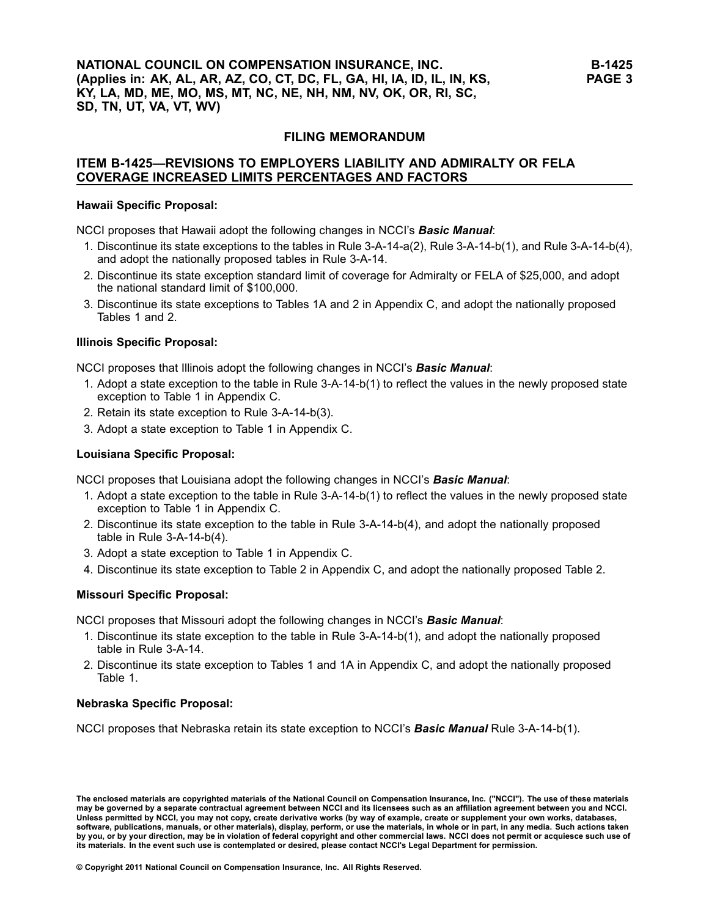## FILING MEMORANDUM

## ITEM B-1425—REVISIONS TO EMPLOYERS LIABILITY AND ADMIRALTY OR FELA COVERAGE INCREASED LIMITS PERCENTAGES AND FACTORS

**Hawaii Specific Proposal:**

NCCI proposes that Hawaii adopt the following changes in NCCI's ***Basic Manual***:

1. Discontinue its state exceptions to the tables in Rule 3-A-14-a(2), Rule 3-A-14-b(1), and Rule 3-A-14-b(4), and adopt the nationally proposed tables in Rule 3-A-14.
2. Discontinue its state exception standard limit of coverage for Admiralty or FELA of $25,000, and adopt the national standard limit of $100,000.
3. Discontinue its state exceptions to Tables 1A and 2 in Appendix C, and adopt the nationally proposed Tables 1 and 2.

**Illinois Specific Proposal:**

NCCI proposes that Illinois adopt the following changes in NCCI's ***Basic Manual***:

1. Adopt a state exception to the table in Rule 3-A-14-b(1) to reflect the values in the newly proposed state exception to Table 1 in Appendix C.
2. Retain its state exception to Rule 3-A-14-b(3).
3. Adopt a state exception to Table 1 in Appendix C.

**Louisiana Specific Proposal:**

NCCI proposes that Louisiana adopt the following changes in NCCI's ***Basic Manual***:

1. Adopt a state exception to the table in Rule 3-A-14-b(1) to reflect the values in the newly proposed state exception to Table 1 in Appendix C.
2. Discontinue its state exception to the table in Rule 3-A-14-b(4), and adopt the nationally proposed table in Rule 3-A-14-b(4).
3. Adopt a state exception to Table 1 in Appendix C.
4. Discontinue its state exception to Table 2 in Appendix C, and adopt the nationally proposed Table 2.

**Missouri Specific Proposal:**

NCCI proposes that Missouri adopt the following changes in NCCI's ***Basic Manual***:

1. Discontinue its state exception to the table in Rule 3-A-14-b(1), and adopt the nationally proposed table in Rule 3-A-14.
2. Discontinue its state exception to Tables 1 and 1A in Appendix C, and adopt the nationally proposed Table 1.

**Nebraska Specific Proposal:**

NCCI proposes that Nebraska retain its state exception to NCCI's ***Basic Manual*** Rule 3-A-14-b(1).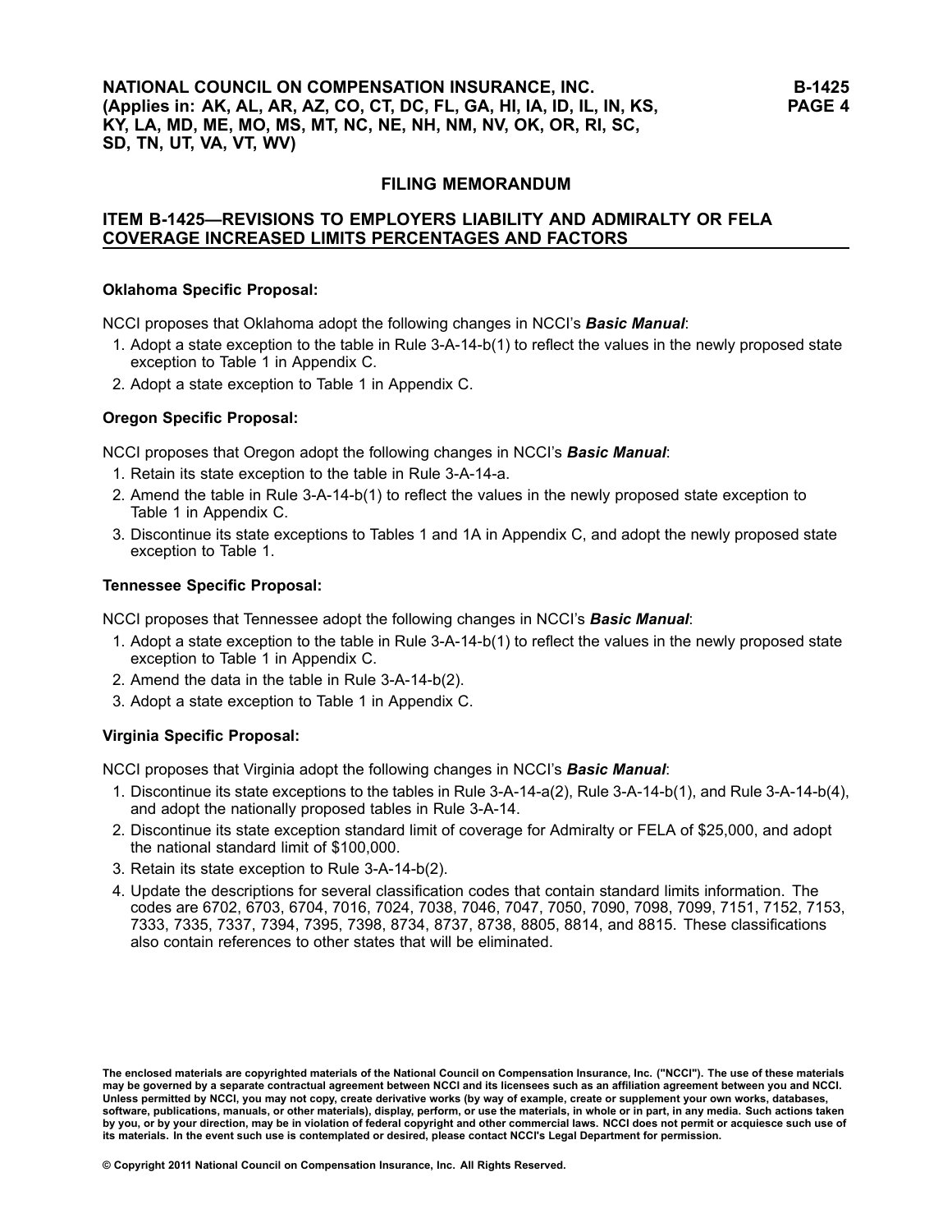## FILING MEMORANDUM

## ITEM B-1425—REVISIONS TO EMPLOYERS LIABILITY AND ADMIRALTY OR FELA COVERAGE INCREASED LIMITS PERCENTAGES AND FACTORS

**Oklahoma Specific Proposal:**

NCCI proposes that Oklahoma adopt the following changes in NCCI's ***Basic Manual***:

1. Adopt a state exception to the table in Rule 3-A-14-b(1) to reflect the values in the newly proposed state exception to Table 1 in Appendix C.
2. Adopt a state exception to Table 1 in Appendix C.

**Oregon Specific Proposal:**

NCCI proposes that Oregon adopt the following changes in NCCI's ***Basic Manual***:

1. Retain its state exception to the table in Rule 3-A-14-a.
2. Amend the table in Rule 3-A-14-b(1) to reflect the values in the newly proposed state exception to Table 1 in Appendix C.
3. Discontinue its state exceptions to Tables 1 and 1A in Appendix C, and adopt the newly proposed state exception to Table 1.

**Tennessee Specific Proposal:**

NCCI proposes that Tennessee adopt the following changes in NCCI's ***Basic Manual***:

1. Adopt a state exception to the table in Rule 3-A-14-b(1) to reflect the values in the newly proposed state exception to Table 1 in Appendix C.
2. Amend the data in the table in Rule 3-A-14-b(2).
3. Adopt a state exception to Table 1 in Appendix C.

**Virginia Specific Proposal:**

NCCI proposes that Virginia adopt the following changes in NCCI's ***Basic Manual***:

1. Discontinue its state exceptions to the tables in Rule 3-A-14-a(2), Rule 3-A-14-b(1), and Rule 3-A-14-b(4), and adopt the nationally proposed tables in Rule 3-A-14.
2. Discontinue its state exception standard limit of coverage for Admiralty or FELA of $25,000, and adopt the national standard limit of $100,000.
3. Retain its state exception to Rule 3-A-14-b(2).
4. Update the descriptions for several classification codes that contain standard limits information. The codes are 6702, 6703, 6704, 7016, 7024, 7038, 7046, 7047, 7050, 7090, 7098, 7099, 7151, 7152, 7153, 7333, 7335, 7337, 7394, 7395, 7398, 8734, 8737, 8738, 8805, 8814, and 8815. These classifications also contain references to other states that will be eliminated.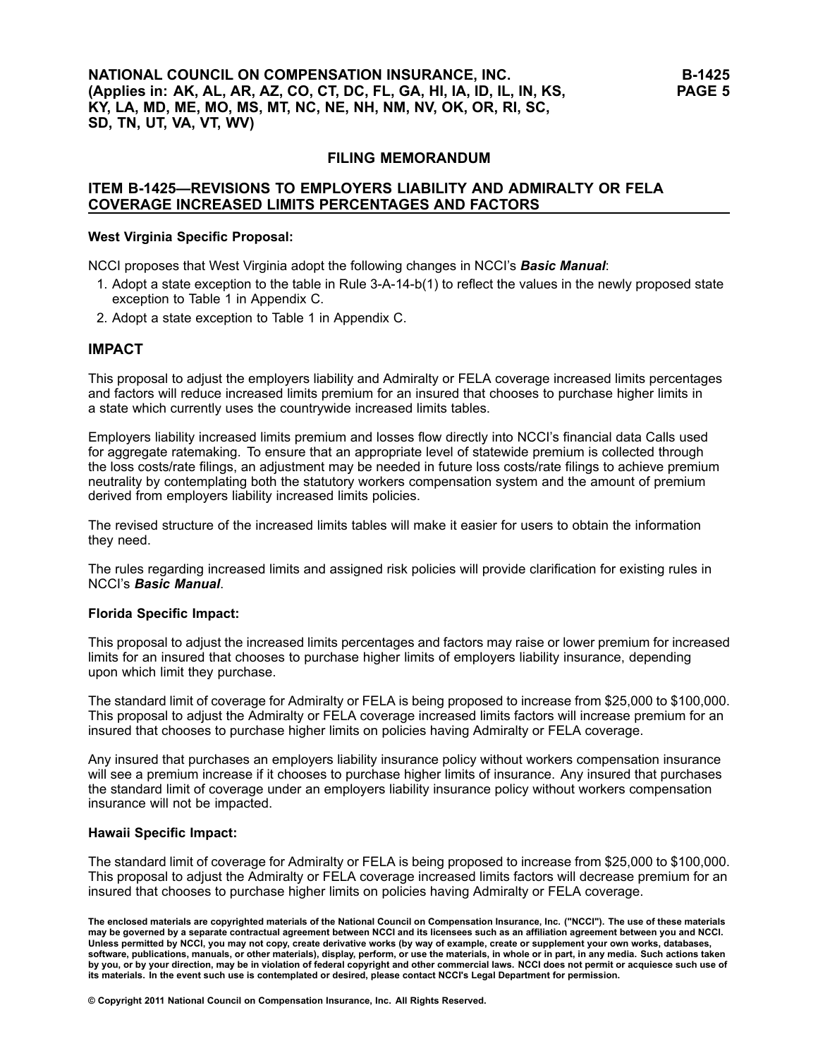# FILING MEMORANDUM

## ITEM B-1425—REVISIONS TO EMPLOYERS LIABILITY AND ADMIRALTY OR FELA COVERAGE INCREASED LIMITS PERCENTAGES AND FACTORS

**West Virginia Specific Proposal:**

NCCI proposes that West Virginia adopt the following changes in NCCI's ***Basic Manual***:

1. Adopt a state exception to the table in Rule 3-A-14-b(1) to reflect the values in the newly proposed state exception to Table 1 in Appendix C.
2. Adopt a state exception to Table 1 in Appendix C.

## IMPACT

This proposal to adjust the employers liability and Admiralty or FELA coverage increased limits percentages and factors will reduce increased limits premium for an insured that chooses to purchase higher limits in a state which currently uses the countrywide increased limits tables.

Employers liability increased limits premium and losses flow directly into NCCI's financial data Calls used for aggregate ratemaking. To ensure that an appropriate level of statewide premium is collected through the loss costs/rate filings, an adjustment may be needed in future loss costs/rate filings to achieve premium neutrality by contemplating both the statutory workers compensation system and the amount of premium derived from employers liability increased limits policies.

The revised structure of the increased limits tables will make it easier for users to obtain the information they need.

The rules regarding increased limits and assigned risk policies will provide clarification for existing rules in NCCI's ***Basic Manual***.

**Florida Specific Impact:**

This proposal to adjust the increased limits percentages and factors may raise or lower premium for increased limits for an insured that chooses to purchase higher limits of employers liability insurance, depending upon which limit they purchase.

The standard limit of coverage for Admiralty or FELA is being proposed to increase from $25,000 to $100,000. This proposal to adjust the Admiralty or FELA coverage increased limits factors will increase premium for an insured that chooses to purchase higher limits on policies having Admiralty or FELA coverage.

Any insured that purchases an employers liability insurance policy without workers compensation insurance will see a premium increase if it chooses to purchase higher limits of insurance. Any insured that purchases the standard limit of coverage under an employers liability insurance policy without workers compensation insurance will not be impacted.

**Hawaii Specific Impact:**

The standard limit of coverage for Admiralty or FELA is being proposed to increase from $25,000 to $100,000. This proposal to adjust the Admiralty or FELA coverage increased limits factors will decrease premium for an insured that chooses to purchase higher limits on policies having Admiralty or FELA coverage.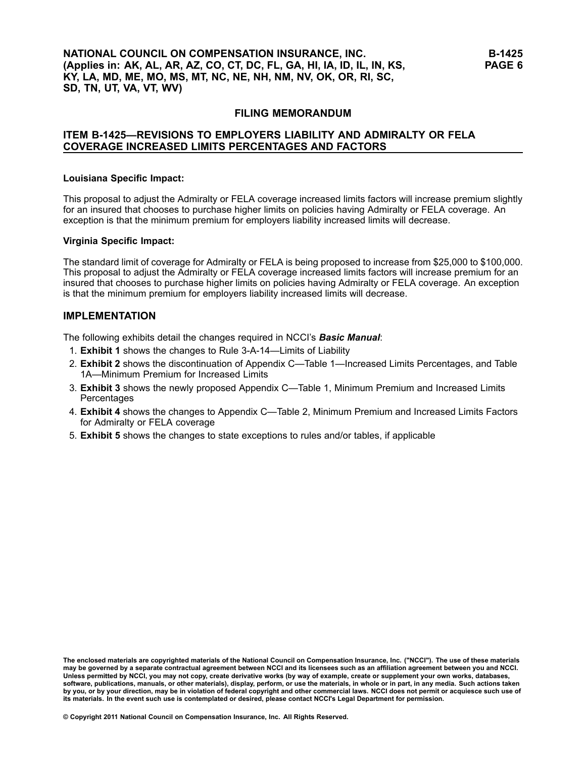## FILING MEMORANDUM

### ITEM B-1425—REVISIONS TO EMPLOYERS LIABILITY AND ADMIRALTY OR FELA COVERAGE INCREASED LIMITS PERCENTAGES AND FACTORS

**Louisiana Specific Impact:**

This proposal to adjust the Admiralty or FELA coverage increased limits factors will increase premium slightly for an insured that chooses to purchase higher limits on policies having Admiralty or FELA coverage. An exception is that the minimum premium for employers liability increased limits will decrease.

**Virginia Specific Impact:**

The standard limit of coverage for Admiralty or FELA is being proposed to increase from $25,000 to $100,000. This proposal to adjust the Admiralty or FELA coverage increased limits factors will increase premium for an insured that chooses to purchase higher limits on policies having Admiralty or FELA coverage. An exception is that the minimum premium for employers liability increased limits will decrease.

## IMPLEMENTATION

The following exhibits detail the changes required in NCCI's ***Basic Manual***:

1. **Exhibit 1** shows the changes to Rule 3-A-14—Limits of Liability
2. **Exhibit 2** shows the discontinuation of Appendix C—Table 1—Increased Limits Percentages, and Table 1A—Minimum Premium for Increased Limits
3. **Exhibit 3** shows the newly proposed Appendix C—Table 1, Minimum Premium and Increased Limits Percentages
4. **Exhibit 4** shows the changes to Appendix C—Table 2, Minimum Premium and Increased Limits Factors for Admiralty or FELA coverage
5. **Exhibit 5** shows the changes to state exceptions to rules and/or tables, if applicable

The enclosed materials are copyrighted materials of the National Council on Compensation Insurance, Inc. ("NCCI"). The use of these materials may be governed by a separate contractual agreement between NCCI and its licensees such as an affiliation agreement between you and NCCI. Unless permitted by NCCI, you may not copy, create derivative works (by way of example, create or supplement your own works, databases, software, publications, manuals, or other materials), display, perform, or use the materials, in whole or in part, in any media. Such actions taken by you, or by your direction, may be in violation of federal copyright and other commercial laws. NCCI does not permit or acquiesce such use of its materials. In the event such use is contemplated or desired, please contact NCCI's Legal Department for permission.

© Copyright 2011 National Council on Compensation Insurance, Inc. All Rights Reserved.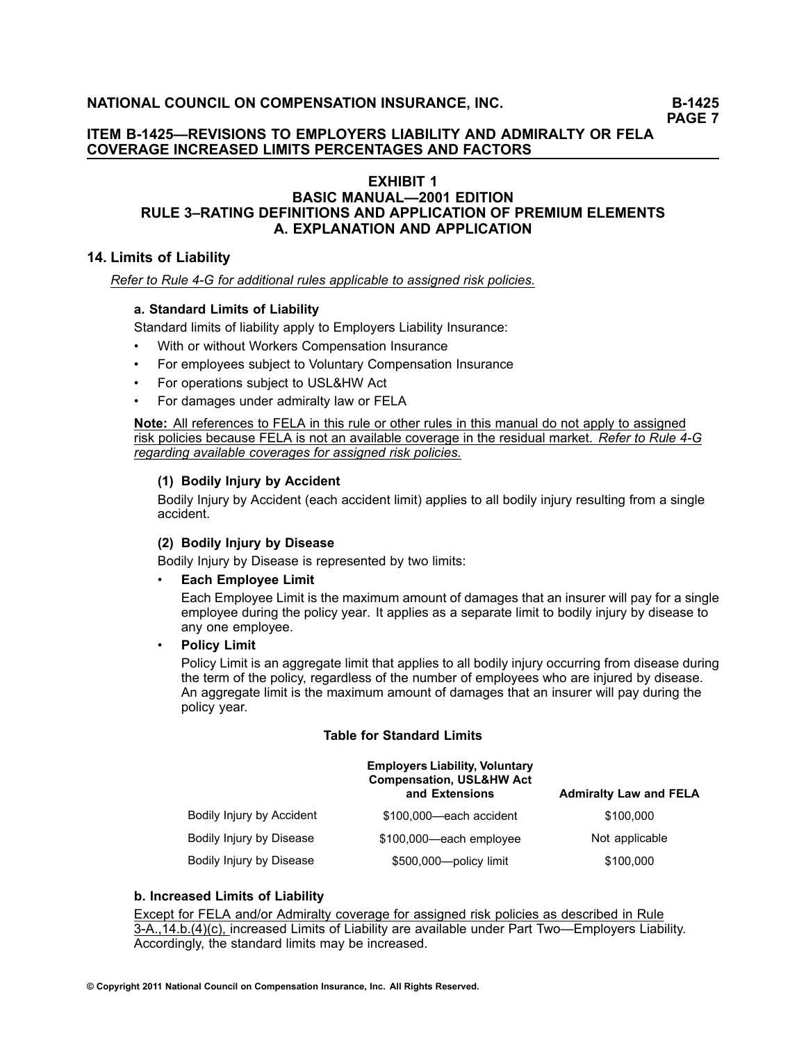## ITEM B-1425—REVISIONS TO EMPLOYERS LIABILITY AND ADMIRALTY OR FELA COVERAGE INCREASED LIMITS PERCENTAGES AND FACTORS

### EXHIBIT 1
### BASIC MANUAL—2001 EDITION
### RULE 3–RATING DEFINITIONS AND APPLICATION OF PREMIUM ELEMENTS
### A. EXPLANATION AND APPLICATION

## 14. Limits of Liability

*Refer to Rule 4-G for additional rules applicable to assigned risk policies.*

### a. Standard Limits of Liability

Standard limits of liability apply to Employers Liability Insurance:

- With or without Workers Compensation Insurance
- For employees subject to Voluntary Compensation Insurance
- For operations subject to USL&HW Act
- For damages under admiralty law or FELA

**Note:** All references to FELA in this rule or other rules in this manual do not apply to assigned risk policies because FELA is not an available coverage in the residual market. *Refer to Rule 4-G regarding available coverages for assigned risk policies.*

#### (1) Bodily Injury by Accident

Bodily Injury by Accident (each accident limit) applies to all bodily injury resulting from a single accident.

#### (2) Bodily Injury by Disease

Bodily Injury by Disease is represented by two limits:

- **Each Employee Limit**

  Each Employee Limit is the maximum amount of damages that an insurer will pay for a single employee during the policy year. It applies as a separate limit to bodily injury by disease to any one employee.

- **Policy Limit**

  Policy Limit is an aggregate limit that applies to all bodily injury occurring from disease during the term of the policy, regardless of the number of employees who are injured by disease. An aggregate limit is the maximum amount of damages that an insurer will pay during the policy year.

**Table for Standard Limits**

| | Employers Liability, Voluntary Compensation, USL&HW Act and Extensions | Admiralty Law and FELA |
|---|---|---|
| Bodily Injury by Accident | $100,000—each accident | $100,000 |
| Bodily Injury by Disease | $100,000—each employee | Not applicable |
| Bodily Injury by Disease | $500,000—policy limit | $100,000 |

### b. Increased Limits of Liability

Except for FELA and/or Admiralty coverage for assigned risk policies as described in Rule 3-A.,14.b.(4)(c), increased Limits of Liability are available under Part Two—Employers Liability. Accordingly, the standard limits may be increased.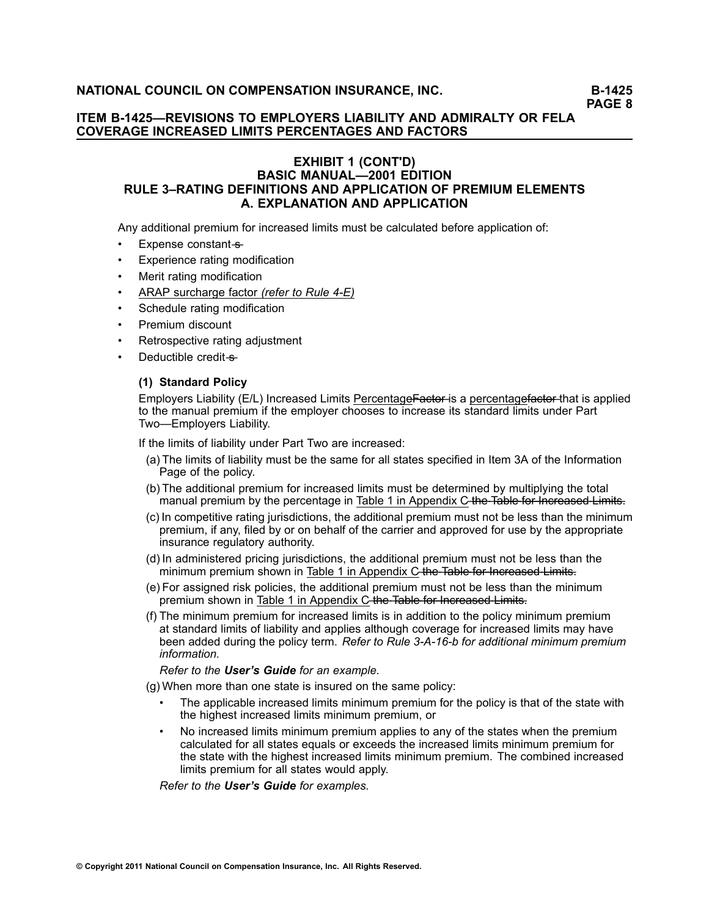# EXHIBIT 1 (CONT'D)
## BASIC MANUAL—2001 EDITION
## RULE 3–RATING DEFINITIONS AND APPLICATION OF PREMIUM ELEMENTS
## A. EXPLANATION AND APPLICATION

Any additional premium for increased limits must be calculated before application of:

- Expense constant ~~s~~
- Experience rating modification
- Merit rating modification
- <u>ARAP surcharge factor *(refer to Rule 4-E)*</u>
- Schedule rating modification
- Premium discount
- Retrospective rating adjustment
- Deductible credit ~~s~~

**(1) Standard Policy**

Employers Liability (E/L) Increased Limits <u>Percentage</u>~~Factor~~ is a <u>percentage</u>~~factor~~ that is applied to the manual premium if the employer chooses to increase its standard limits under Part Two—Employers Liability.

If the limits of liability under Part Two are increased:

(a) The limits of liability must be the same for all states specified in Item 3A of the Information Page of the policy.

(b) The additional premium for increased limits must be determined by multiplying the total manual premium by the percentage in <u>Table 1 in Appendix C</u> ~~the Table for Increased Limits.~~

(c) In competitive rating jurisdictions, the additional premium must not be less than the minimum premium, if any, filed by or on behalf of the carrier and approved for use by the appropriate insurance regulatory authority.

(d) In administered pricing jurisdictions, the additional premium must not be less than the minimum premium shown in <u>Table 1 in Appendix C</u> ~~the Table for Increased Limits.~~

(e) For assigned risk policies, the additional premium must not be less than the minimum premium shown in <u>Table 1 in Appendix C</u> ~~the Table for Increased Limits.~~

(f) The minimum premium for increased limits is in addition to the policy minimum premium at standard limits of liability and applies although coverage for increased limits may have been added during the policy term. *Refer to Rule 3-A-16-b for additional minimum premium information.*

*Refer to the **User's Guide** for an example.*

(g) When more than one state is insured on the same policy:

- The applicable increased limits minimum premium for the policy is that of the state with the highest increased limits minimum premium, or
- No increased limits minimum premium applies to any of the states when the premium calculated for all states equals or exceeds the increased limits minimum premium for the state with the highest increased limits minimum premium. The combined increased limits premium for all states would apply.

*Refer to the **User's Guide** for examples.*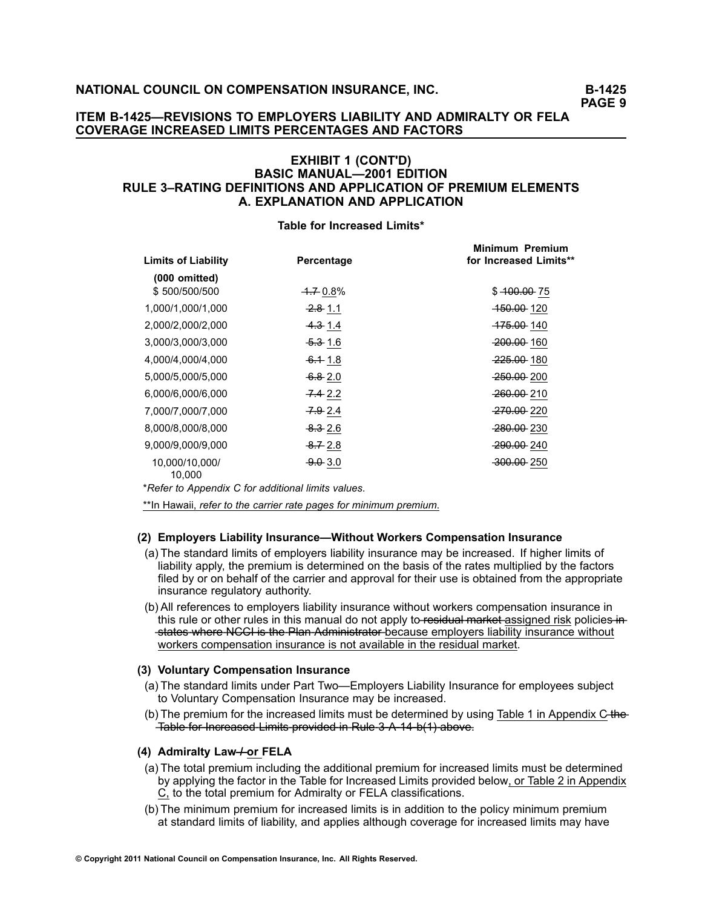## ITEM B-1425—REVISIONS TO EMPLOYERS LIABILITY AND ADMIRALTY OR FELA COVERAGE INCREASED LIMITS PERCENTAGES AND FACTORS

### EXHIBIT 1 (CONT'D)
### BASIC MANUAL—2001 EDITION
### RULE 3–RATING DEFINITIONS AND APPLICATION OF PREMIUM ELEMENTS
### A. EXPLANATION AND APPLICATION

**Table for Increased Limits***

| Limits of Liability (000 omitted) | Percentage | Minimum Premium for Increased Limits** |
|---|---|---|
| $ 500/500/500 | ~~1.7~~ 0.8% | $ ~~100.00~~ 75 |
| 1,000/1,000/1,000 | ~~2.8~~ 1.1 | ~~150.00~~ 120 |
| 2,000/2,000/2,000 | ~~4.3~~ 1.4 | ~~175.00~~ 140 |
| 3,000/3,000/3,000 | ~~5.3~~ 1.6 | ~~200.00~~ 160 |
| 4,000/4,000/4,000 | ~~6.1~~ 1.8 | ~~225.00~~ 180 |
| 5,000/5,000/5,000 | ~~6.8~~ 2.0 | ~~250.00~~ 200 |
| 6,000/6,000/6,000 | ~~7.4~~ 2.2 | ~~260.00~~ 210 |
| 7,000/7,000/7,000 | ~~7.9~~ 2.4 | ~~270.00~~ 220 |
| 8,000/8,000/8,000 | ~~8.3~~ 2.6 | ~~280.00~~ 230 |
| 9,000/9,000/9,000 | ~~8.7~~ 2.8 | ~~290.00~~ 240 |
| 10,000/10,000/10,000 | ~~9.0~~ 3.0 | ~~300.00~~ 250 |

**Refer to Appendix C for additional limits values.*

**In Hawaii, *refer to the carrier rate pages for minimum premium.*

**(2) Employers Liability Insurance—Without Workers Compensation Insurance**

(a) The standard limits of employers liability insurance may be increased. If higher limits of liability apply, the premium is determined on the basis of the rates multiplied by the factors filed by or on behalf of the carrier and approval for their use is obtained from the appropriate insurance regulatory authority.

(b) All references to employers liability insurance without workers compensation insurance in this rule or other rules in this manual do not apply to ~~residual market~~ assigned risk policies ~~in states where NCCI is the Plan Administrator~~ because employers liability insurance without workers compensation insurance is not available in the residual market.

**(3) Voluntary Compensation Insurance**

(a) The standard limits under Part Two—Employers Liability Insurance for employees subject to Voluntary Compensation Insurance may be increased.

(b) The premium for the increased limits must be determined by using Table 1 in Appendix C ~~the Table for Increased Limits provided in Rule 3-A-14-b(1) above.~~

**(4) Admiralty Law ~~/~~ or FELA**

(a) The total premium including the additional premium for increased limits must be determined by applying the factor in the Table for Increased Limits provided below, or Table 2 in Appendix C, to the total premium for Admiralty or FELA classifications.

(b) The minimum premium for increased limits is in addition to the policy minimum premium at standard limits of liability, and applies although coverage for increased limits may have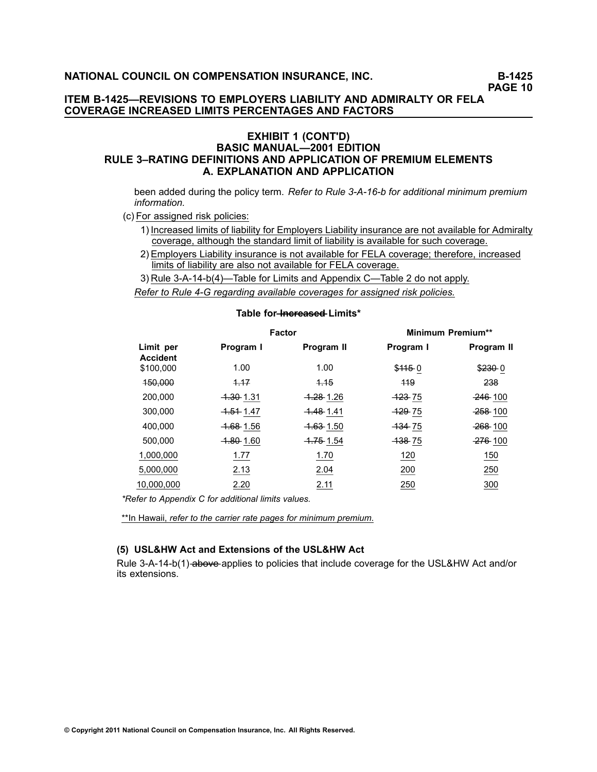# EXHIBIT 1 (CONT'D)
## BASIC MANUAL—2001 EDITION
## RULE 3–RATING DEFINITIONS AND APPLICATION OF PREMIUM ELEMENTS
## A. EXPLANATION AND APPLICATION

been added during the policy term. *Refer to Rule 3-A-16-b for additional minimum premium information.*

(c) For assigned risk policies:

1) Increased limits of liability for Employers Liability insurance are not available for Admiralty coverage, although the standard limit of liability is available for such coverage.

2) Employers Liability insurance is not available for FELA coverage; therefore, increased limits of liability are also not available for FELA coverage.

3) Rule 3-A-14-b(4)—Table for Limits and Appendix C—Table 2 do not apply.

*Refer to Rule 4-G regarding available coverages for assigned risk policies.*

**Table for ~~Increased~~ Limits***

| | Factor | | Minimum Premium** | |
|---|---|---|---|---|
| **Limit per Accident** | **Program I** | **Program II** | **Program I** | **Program II** |
| $100,000 | 1.00 | 1.00 | $~~115~~ 0 | $~~230~~ 0 |
| ~~150,000~~ | ~~1.17~~ | ~~1.15~~ | ~~119~~ | ~~238~~ |
| 200,000 | ~~1.30~~ 1.31 | ~~1.28~~ 1.26 | ~~123~~ 75 | ~~246~~ 100 |
| 300,000 | ~~1.51~~ 1.47 | ~~1.48~~ 1.41 | ~~129~~ 75 | ~~258~~ 100 |
| 400,000 | ~~1.68~~ 1.56 | ~~1.63~~ 1.50 | ~~134~~ 75 | ~~268~~ 100 |
| 500,000 | ~~1.80~~ 1.60 | ~~1.75~~ 1.54 | ~~138~~ 75 | ~~276~~ 100 |
| 1,000,000 | 1.77 | 1.70 | 120 | 150 |
| 5,000,000 | 2.13 | 2.04 | 200 | 250 |
| 10,000,000 | 2.20 | 2.11 | 250 | 300 |

**Refer to Appendix C for additional limits values.*

**In Hawaii, *refer to the carrier rate pages for minimum premium.*

### (5) USL&HW Act and Extensions of the USL&HW Act

Rule 3-A-14-b(1) ~~above~~ applies to policies that include coverage for the USL&HW Act and/or its extensions.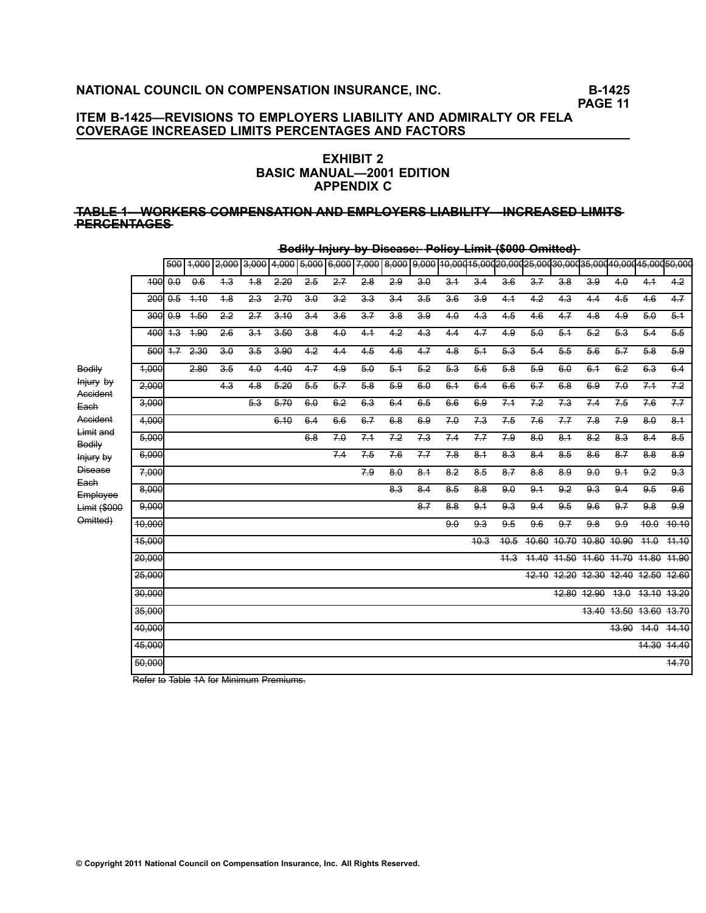**ITEM B-1425—REVISIONS TO EMPLOYERS LIABILITY AND ADMIRALTY OR FELA COVERAGE INCREASED LIMITS PERCENTAGES AND FACTORS**

**EXHIBIT 2**
**BASIC MANUAL—2001 EDITION**
**APPENDIX C**

**~~TABLE 1—WORKERS COMPENSATION AND EMPLOYERS LIABILITY—INCREASED LIMITS PERCENTAGES~~**

| | ~~Bodily Injury by Disease: Policy Limit ($000 Omitted)~~ | | | | | | | | | | | | | | | | | | |
|---|---|---|---|---|---|---|---|---|---|---|---|---|---|---|---|---|---|---|---|
| ~~Bodily Injury by Accident Each Accident Limit and Bodily Injury by Disease Each Employee Limit ($000 Omitted)~~ | ~~500~~ | ~~1,000~~ | ~~2,000~~ | ~~3,000~~ | ~~4,000~~ | ~~5,000~~ | ~~6,000~~ | ~~7,000~~ | ~~8,000~~ | ~~9,000~~ | ~~10,000~~ | ~~15,000~~ | ~~20,000~~ | ~~25,000~~ | ~~30,000~~ | ~~35,000~~ | ~~40,000~~ | ~~45,000~~ | ~~50,000~~ |
| ~~100~~ | ~~0.0~~ | ~~0.6~~ | ~~1.3~~ | ~~1.8~~ | ~~2.20~~ | ~~2.5~~ | ~~2.7~~ | ~~2.8~~ | ~~2.9~~ | ~~3.0~~ | ~~3.1~~ | ~~3.4~~ | ~~3.6~~ | ~~3.7~~ | ~~3.8~~ | ~~3.9~~ | ~~4.0~~ | ~~4.1~~ | ~~4.2~~ |
| ~~200~~ | ~~0.5~~ | ~~1.10~~ | ~~1.8~~ | ~~2.3~~ | ~~2.70~~ | ~~3.0~~ | ~~3.2~~ | ~~3.3~~ | ~~3.4~~ | ~~3.5~~ | ~~3.6~~ | ~~3.9~~ | ~~4.1~~ | ~~4.2~~ | ~~4.3~~ | ~~4.4~~ | ~~4.5~~ | ~~4.6~~ | ~~4.7~~ |
| ~~300~~ | ~~0.9~~ | ~~1.50~~ | ~~2.2~~ | ~~2.7~~ | ~~3.10~~ | ~~3.4~~ | ~~3.6~~ | ~~3.7~~ | ~~3.8~~ | ~~3.9~~ | ~~4.0~~ | ~~4.3~~ | ~~4.5~~ | ~~4.6~~ | ~~4.7~~ | ~~4.8~~ | ~~4.9~~ | ~~5.0~~ | ~~5.1~~ |
| ~~400~~ | ~~1.3~~ | ~~1.90~~ | ~~2.6~~ | ~~3.1~~ | ~~3.50~~ | ~~3.8~~ | ~~4.0~~ | ~~4.1~~ | ~~4.2~~ | ~~4.3~~ | ~~4.4~~ | ~~4.7~~ | ~~4.9~~ | ~~5.0~~ | ~~5.1~~ | ~~5.2~~ | ~~5.3~~ | ~~5.4~~ | ~~5.5~~ |
| ~~500~~ | ~~1.7~~ | ~~2.30~~ | ~~3.0~~ | ~~3.5~~ | ~~3.90~~ | ~~4.2~~ | ~~4.4~~ | ~~4.5~~ | ~~4.6~~ | ~~4.7~~ | ~~4.8~~ | ~~5.1~~ | ~~5.3~~ | ~~5.4~~ | ~~5.5~~ | ~~5.6~~ | ~~5.7~~ | ~~5.8~~ | ~~5.9~~ |
| ~~1,000~~ | | ~~2.80~~ | ~~3.5~~ | ~~4.0~~ | ~~4.40~~ | ~~4.7~~ | ~~4.9~~ | ~~5.0~~ | ~~5.1~~ | ~~5.2~~ | ~~5.3~~ | ~~5.6~~ | ~~5.8~~ | ~~5.9~~ | ~~6.0~~ | ~~6.1~~ | ~~6.2~~ | ~~6.3~~ | ~~6.4~~ |
| ~~2,000~~ | | | ~~4.3~~ | ~~4.8~~ | ~~5.20~~ | ~~5.5~~ | ~~5.7~~ | ~~5.8~~ | ~~5.9~~ | ~~6.0~~ | ~~6.1~~ | ~~6.4~~ | ~~6.6~~ | ~~6.7~~ | ~~6.8~~ | ~~6.9~~ | ~~7.0~~ | ~~7.1~~ | ~~7.2~~ |
| ~~3,000~~ | | | | ~~5.3~~ | ~~5.70~~ | ~~6.0~~ | ~~6.2~~ | ~~6.3~~ | ~~6.4~~ | ~~6.5~~ | ~~6.6~~ | ~~6.9~~ | ~~7.1~~ | ~~7.2~~ | ~~7.3~~ | ~~7.4~~ | ~~7.5~~ | ~~7.6~~ | ~~7.7~~ |
| ~~4,000~~ | | | | | ~~6.10~~ | ~~6.4~~ | ~~6.6~~ | ~~6.7~~ | ~~6.8~~ | ~~6.9~~ | ~~7.0~~ | ~~7.3~~ | ~~7.5~~ | ~~7.6~~ | ~~7.7~~ | ~~7.8~~ | ~~7.9~~ | ~~8.0~~ | ~~8.1~~ |
| ~~5,000~~ | | | | | | ~~6.8~~ | ~~7.0~~ | ~~7.1~~ | ~~7.2~~ | ~~7.3~~ | ~~7.4~~ | ~~7.7~~ | ~~7.9~~ | ~~8.0~~ | ~~8.1~~ | ~~8.2~~ | ~~8.3~~ | ~~8.4~~ | ~~8.5~~ |
| ~~6,000~~ | | | | | | | ~~7.4~~ | ~~7.5~~ | ~~7.6~~ | ~~7.7~~ | ~~7.8~~ | ~~8.1~~ | ~~8.3~~ | ~~8.4~~ | ~~8.5~~ | ~~8.6~~ | ~~8.7~~ | ~~8.8~~ | ~~8.9~~ |
| ~~7,000~~ | | | | | | | | ~~7.9~~ | ~~8.0~~ | ~~8.1~~ | ~~8.2~~ | ~~8.5~~ | ~~8.7~~ | ~~8.8~~ | ~~8.9~~ | ~~9.0~~ | ~~9.1~~ | ~~9.2~~ | ~~9.3~~ |
| ~~8,000~~ | | | | | | | | | ~~8.3~~ | ~~8.4~~ | ~~8.5~~ | ~~8.8~~ | ~~9.0~~ | ~~9.1~~ | ~~9.2~~ | ~~9.3~~ | ~~9.4~~ | ~~9.5~~ | ~~9.6~~ |
| ~~9,000~~ | | | | | | | | | | ~~8.7~~ | ~~8.8~~ | ~~9.1~~ | ~~9.3~~ | ~~9.4~~ | ~~9.5~~ | ~~9.6~~ | ~~9.7~~ | ~~9.8~~ | ~~9.9~~ |
| ~~10,000~~ | | | | | | | | | | | ~~9.0~~ | ~~9.3~~ | ~~9.5~~ | ~~9.6~~ | ~~9.7~~ | ~~9.8~~ | ~~9.9~~ | ~~10.0~~ | ~~10.10~~ |
| ~~15,000~~ | | | | | | | | | | | | ~~10.3~~ | ~~10.5~~ | ~~10.60~~ | ~~10.70~~ | ~~10.80~~ | ~~10.90~~ | ~~11.0~~ | ~~11.10~~ |
| ~~20,000~~ | | | | | | | | | | | | | ~~11.3~~ | ~~11.40~~ | ~~11.50~~ | ~~11.60~~ | ~~11.70~~ | ~~11.80~~ | ~~11.90~~ |
| ~~25,000~~ | | | | | | | | | | | | | | ~~12.10~~ | ~~12.20~~ | ~~12.30~~ | ~~12.40~~ | ~~12.50~~ | ~~12.60~~ |
| ~~30,000~~ | | | | | | | | | | | | | | | ~~12.80~~ | ~~12.90~~ | ~~13.0~~ | ~~13.10~~ | ~~13.20~~ |
| ~~35,000~~ | | | | | | | | | | | | | | | | ~~13.40~~ | ~~13.50~~ | ~~13.60~~ | ~~13.70~~ |
| ~~40,000~~ | | | | | | | | | | | | | | | | | ~~13.90~~ | ~~14.0~~ | ~~14.10~~ |
| ~~45,000~~ | | | | | | | | | | | | | | | | | | ~~14.30~~ | ~~14.40~~ |
| ~~50,000~~ | | | | | | | | | | | | | | | | | | | ~~14.70~~ |

~~Refer to Table 1A for Minimum Premiums.~~

© Copyright 2011 National Council on Compensation Insurance, Inc. All Rights Reserved.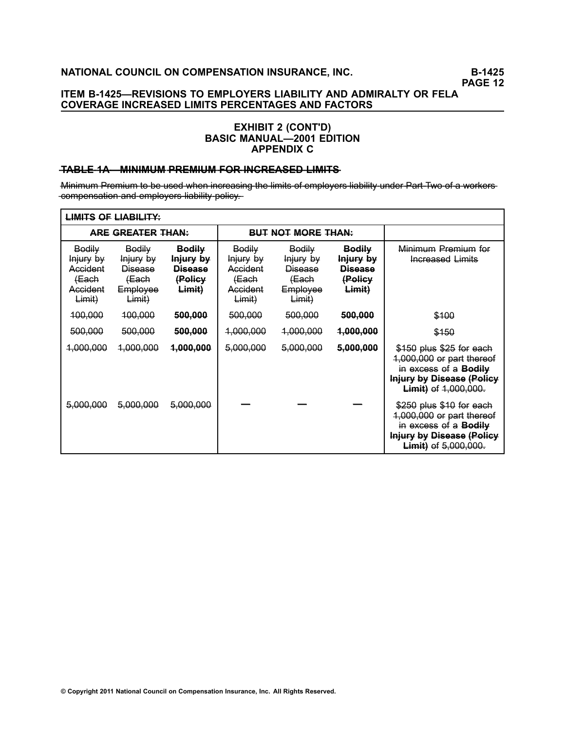## EXHIBIT 2 (CONT'D)
## BASIC MANUAL—2001 EDITION
## APPENDIX C

### ~~TABLE 1A—MINIMUM PREMIUM FOR INCREASED LIMITS~~

~~Minimum Premium to be used when increasing the limits of employers liability under Part Two of a workers compensation and employers liability policy.~~

| ~~LIMITS OF LIABILITY:~~ | | | | | | |
|---|---|---|---|---|---|---|
| ~~ARE GREATER THAN:~~ | | | ~~BUT NOT MORE THAN:~~ | | | |
| ~~Bodily Injury by Accident (Each Accident Limit)~~ | ~~Bodily Injury by Disease (Each Employee Limit)~~ | **~~Bodily Injury by Disease (Policy Limit)~~** | ~~Bodily Injury by Accident (Each Accident Limit)~~ | ~~Bodily Injury by Disease (Each Employee Limit)~~ | **~~Bodily Injury by Disease (Policy Limit)~~** | ~~Minimum Premium for Increased Limits~~ |
| ~~100,000~~ | ~~100,000~~ | **~~500,000~~** | ~~500,000~~ | ~~500,000~~ | **~~500,000~~** | ~~$100~~ |
| ~~500,000~~ | ~~500,000~~ | **~~500,000~~** | ~~1,000,000~~ | ~~1,000,000~~ | **~~1,000,000~~** | ~~$150~~ |
| ~~1,000,000~~ | ~~1,000,000~~ | **~~1,000,000~~** | ~~5,000,000~~ | ~~5,000,000~~ | **~~5,000,000~~** | ~~$150 plus $25 for each 1,000,000 or part thereof in excess of a~~ **~~Bodily Injury by Disease (Policy Limit)~~** ~~of 1,000,000.~~ |
| ~~5,000,000~~ | ~~5,000,000~~ | ~~5,000,000~~ | — | — | — | ~~$250 plus $10 for each 1,000,000 or part thereof in excess of a~~ **~~Bodily Injury by Disease (Policy Limit)~~** ~~of 5,000,000.~~ |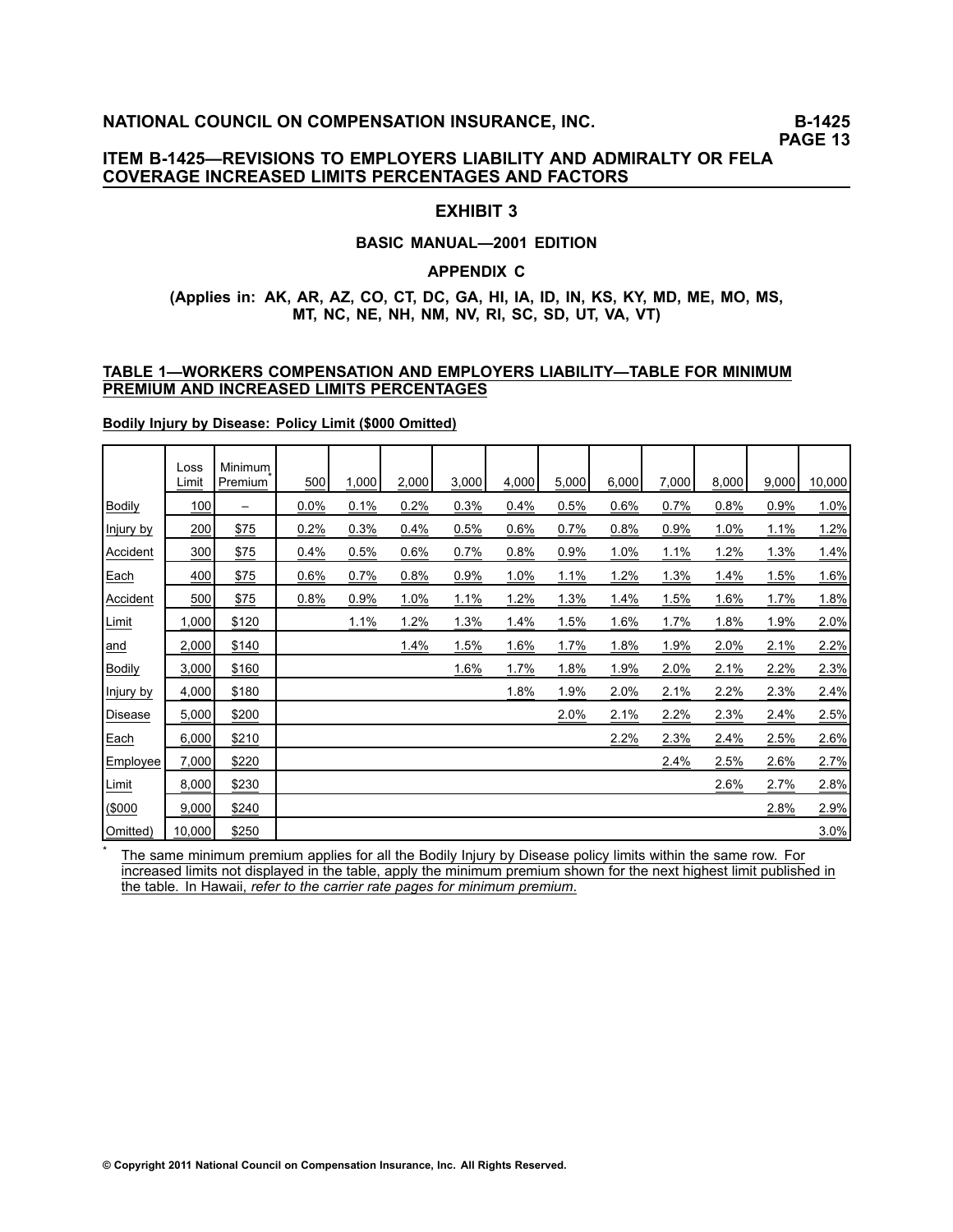## ITEM B-1425—REVISIONS TO EMPLOYERS LIABILITY AND ADMIRALTY OR FELA COVERAGE INCREASED LIMITS PERCENTAGES AND FACTORS

### EXHIBIT 3

**BASIC MANUAL—2001 EDITION**

**APPENDIX C**

**(Applies in: AK, AR, AZ, CO, CT, DC, GA, HI, IA, ID, IN, KS, KY, MD, ME, MO, MS, MT, NC, NE, NH, NM, NV, RI, SC, SD, UT, VA, VT)**

**TABLE 1—WORKERS COMPENSATION AND EMPLOYERS LIABILITY—TABLE FOR MINIMUM PREMIUM AND INCREASED LIMITS PERCENTAGES**

**Bodily Injury by Disease: Policy Limit ($000 Omitted)**

| | Loss Limit | Minimum Premium* | 500 | 1,000 | 2,000 | 3,000 | 4,000 | 5,000 | 6,000 | 7,000 | 8,000 | 9,000 | 10,000 |
|---|---|---|---|---|---|---|---|---|---|---|---|---|---|
| Bodily | 100 | – | 0.0% | 0.1% | 0.2% | 0.3% | 0.4% | 0.5% | 0.6% | 0.7% | 0.8% | 0.9% | 1.0% |
| Injury by | 200 | $75 | 0.2% | 0.3% | 0.4% | 0.5% | 0.6% | 0.7% | 0.8% | 0.9% | 1.0% | 1.1% | 1.2% |
| Accident | 300 | $75 | 0.4% | 0.5% | 0.6% | 0.7% | 0.8% | 0.9% | 1.0% | 1.1% | 1.2% | 1.3% | 1.4% |
| Each | 400 | $75 | 0.6% | 0.7% | 0.8% | 0.9% | 1.0% | 1.1% | 1.2% | 1.3% | 1.4% | 1.5% | 1.6% |
| Accident | 500 | $75 | 0.8% | 0.9% | 1.0% | 1.1% | 1.2% | 1.3% | 1.4% | 1.5% | 1.6% | 1.7% | 1.8% |
| Limit | 1,000 | $120 | | 1.1% | 1.2% | 1.3% | 1.4% | 1.5% | 1.6% | 1.7% | 1.8% | 1.9% | 2.0% |
| and | 2,000 | $140 | | | 1.4% | 1.5% | 1.6% | 1.7% | 1.8% | 1.9% | 2.0% | 2.1% | 2.2% |
| Bodily | 3,000 | $160 | | | | 1.6% | 1.7% | 1.8% | 1.9% | 2.0% | 2.1% | 2.2% | 2.3% |
| Injury by | 4,000 | $180 | | | | | 1.8% | 1.9% | 2.0% | 2.1% | 2.2% | 2.3% | 2.4% |
| Disease | 5,000 | $200 | | | | | | 2.0% | 2.1% | 2.2% | 2.3% | 2.4% | 2.5% |
| Each | 6,000 | $210 | | | | | | | 2.2% | 2.3% | 2.4% | 2.5% | 2.6% |
| Employee | 7,000 | $220 | | | | | | | | 2.4% | 2.5% | 2.6% | 2.7% |
| Limit | 8,000 | $230 | | | | | | | | | 2.6% | 2.7% | 2.8% |
| ($000 | 9,000 | $240 | | | | | | | | | | 2.8% | 2.9% |
| Omitted) | 10,000 | $250 | | | | | | | | | | | 3.0% |

\* The same minimum premium applies for all the Bodily Injury by Disease policy limits within the same row. For increased limits not displayed in the table, apply the minimum premium shown for the next highest limit published in the table. In Hawaii, *refer to the carrier rate pages for minimum premium*.

© Copyright 2011 National Council on Compensation Insurance, Inc. All Rights Reserved.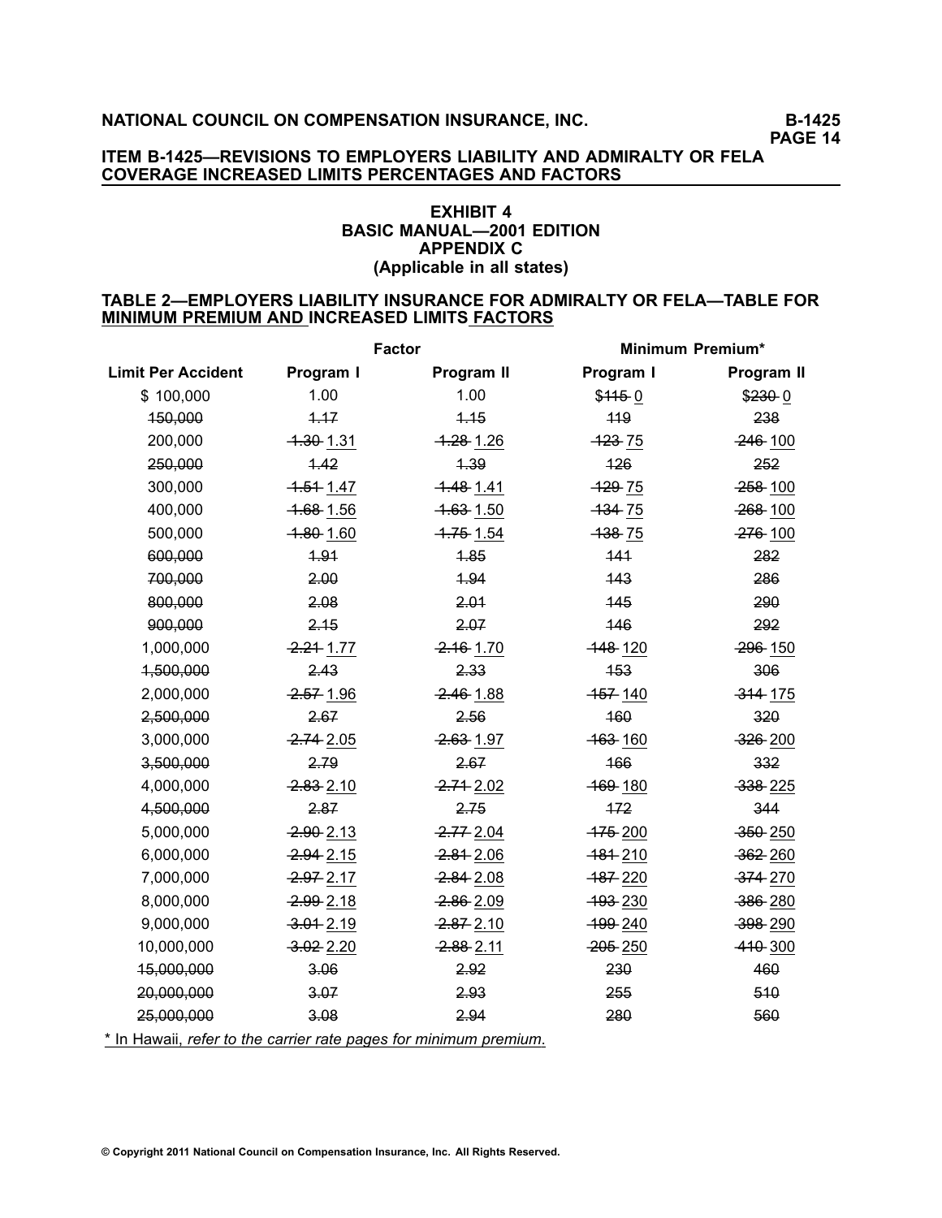## ITEM B-1425—REVISIONS TO EMPLOYERS LIABILITY AND ADMIRALTY OR FELA COVERAGE INCREASED LIMITS PERCENTAGES AND FACTORS

### EXHIBIT 4
### BASIC MANUAL—2001 EDITION
### APPENDIX C
### (Applicable in all states)

### TABLE 2—EMPLOYERS LIABILITY INSURANCE FOR ADMIRALTY OR FELA—TABLE FOR MINIMUM PREMIUM AND INCREASED LIMITS FACTORS

| | Factor | | Minimum Premium* | |
|---|---|---|---|---|
| **Limit Per Accident** | **Program I** | **Program II** | **Program I** | **Program II** |
| $ 100,000 | 1.00 | 1.00 | ~~$115~~ 0 | ~~$230~~ 0 |
| ~~150,000~~ | ~~1.17~~ | ~~1.15~~ | ~~119~~ | ~~238~~ |
| 200,000 | ~~1.30~~ 1.31 | ~~1.28~~ 1.26 | ~~123~~ 75 | ~~246~~ 100 |
| ~~250,000~~ | ~~1.42~~ | ~~1.39~~ | ~~126~~ | ~~252~~ |
| 300,000 | ~~1.51~~ 1.47 | ~~1.48~~ 1.41 | ~~129~~ 75 | ~~258~~ 100 |
| 400,000 | ~~1.68~~ 1.56 | ~~1.63~~ 1.50 | ~~134~~ 75 | ~~268~~ 100 |
| 500,000 | ~~1.80~~ 1.60 | ~~1.75~~ 1.54 | ~~138~~ 75 | ~~276~~ 100 |
| ~~600,000~~ | ~~1.91~~ | ~~1.85~~ | ~~141~~ | ~~282~~ |
| ~~700,000~~ | ~~2.00~~ | ~~1.94~~ | ~~143~~ | ~~286~~ |
| ~~800,000~~ | ~~2.08~~ | ~~2.01~~ | ~~145~~ | ~~290~~ |
| ~~900,000~~ | ~~2.15~~ | ~~2.07~~ | ~~146~~ | ~~292~~ |
| 1,000,000 | ~~2.21~~ 1.77 | ~~2.16~~ 1.70 | ~~148~~ 120 | ~~296~~ 150 |
| ~~1,500,000~~ | ~~2.43~~ | ~~2.33~~ | ~~153~~ | ~~306~~ |
| 2,000,000 | ~~2.57~~ 1.96 | ~~2.46~~ 1.88 | ~~157~~ 140 | ~~314~~ 175 |
| ~~2,500,000~~ | ~~2.67~~ | ~~2.56~~ | ~~160~~ | ~~320~~ |
| 3,000,000 | ~~2.74~~ 2.05 | ~~2.63~~ 1.97 | ~~163~~ 160 | ~~326~~ 200 |
| ~~3,500,000~~ | ~~2.79~~ | ~~2.67~~ | ~~166~~ | ~~332~~ |
| 4,000,000 | ~~2.83~~ 2.10 | ~~2.71~~ 2.02 | ~~169~~ 180 | ~~338~~ 225 |
| ~~4,500,000~~ | ~~2.87~~ | ~~2.75~~ | ~~172~~ | ~~344~~ |
| 5,000,000 | ~~2.90~~ 2.13 | ~~2.77~~ 2.04 | ~~175~~ 200 | ~~350~~ 250 |
| 6,000,000 | ~~2.94~~ 2.15 | ~~2.81~~ 2.06 | ~~181~~ 210 | ~~362~~ 260 |
| 7,000,000 | ~~2.97~~ 2.17 | ~~2.84~~ 2.08 | ~~187~~ 220 | ~~374~~ 270 |
| 8,000,000 | ~~2.99~~ 2.18 | ~~2.86~~ 2.09 | ~~193~~ 230 | ~~386~~ 280 |
| 9,000,000 | ~~3.01~~ 2.19 | ~~2.87~~ 2.10 | ~~199~~ 240 | ~~398~~ 290 |
| 10,000,000 | ~~3.02~~ 2.20 | ~~2.88~~ 2.11 | ~~205~~ 250 | ~~410~~ 300 |
| ~~15,000,000~~ | ~~3.06~~ | ~~2.92~~ | ~~230~~ | ~~460~~ |
| ~~20,000,000~~ | ~~3.07~~ | ~~2.93~~ | ~~255~~ | ~~510~~ |
| ~~25,000,000~~ | ~~3.08~~ | ~~2.94~~ | ~~280~~ | ~~560~~ |

\* In Hawaii, *refer to the carrier rate pages for minimum premium.*

© Copyright 2011 National Council on Compensation Insurance, Inc. All Rights Reserved.